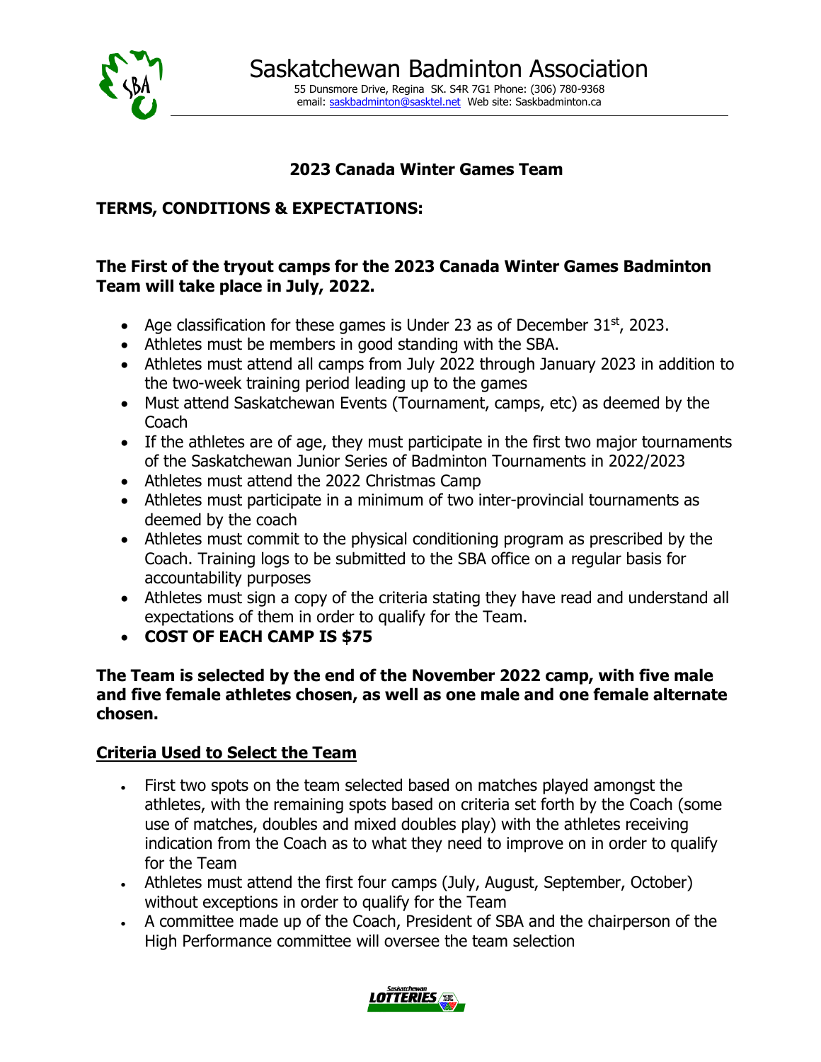# Saskatchewan Badminton Association

55 Dunsmore Drive, Regina SK. S4R 7G1 Phone: (306) 780-9368
email: saskbadminton@sasktel.net Web site: Saskbadminton.ca

## 2023 Canada Winter Games Team

### TERMS, CONDITIONS & EXPECTATIONS:

### The First of the tryout camps for the 2023 Canada Winter Games Badminton Team will take place in July, 2022.

- Age classification for these games is Under 23 as of December 31st, 2023.
- Athletes must be members in good standing with the SBA.
- Athletes must attend all camps from July 2022 through January 2023 in addition to the two-week training period leading up to the games
- Must attend Saskatchewan Events (Tournament, camps, etc) as deemed by the Coach
- If the athletes are of age, they must participate in the first two major tournaments of the Saskatchewan Junior Series of Badminton Tournaments in 2022/2023
- Athletes must attend the 2022 Christmas Camp
- Athletes must participate in a minimum of two inter-provincial tournaments as deemed by the coach
- Athletes must commit to the physical conditioning program as prescribed by the Coach. Training logs to be submitted to the SBA office on a regular basis for accountability purposes
- Athletes must sign a copy of the criteria stating they have read and understand all expectations of them in order to qualify for the Team.
- **COST OF EACH CAMP IS $75**

**The Team is selected by the end of the November 2022 camp, with five male and five female athletes chosen, as well as one male and one female alternate chosen.**

### <u>Criteria Used to Select the Team</u>

- First two spots on the team selected based on matches played amongst the athletes, with the remaining spots based on criteria set forth by the Coach (some use of matches, doubles and mixed doubles play) with the athletes receiving indication from the Coach as to what they need to improve on in order to qualify for the Team
- Athletes must attend the first four camps (July, August, September, October) without exceptions in order to qualify for the Team
- A committee made up of the Coach, President of SBA and the chairperson of the High Performance committee will oversee the team selection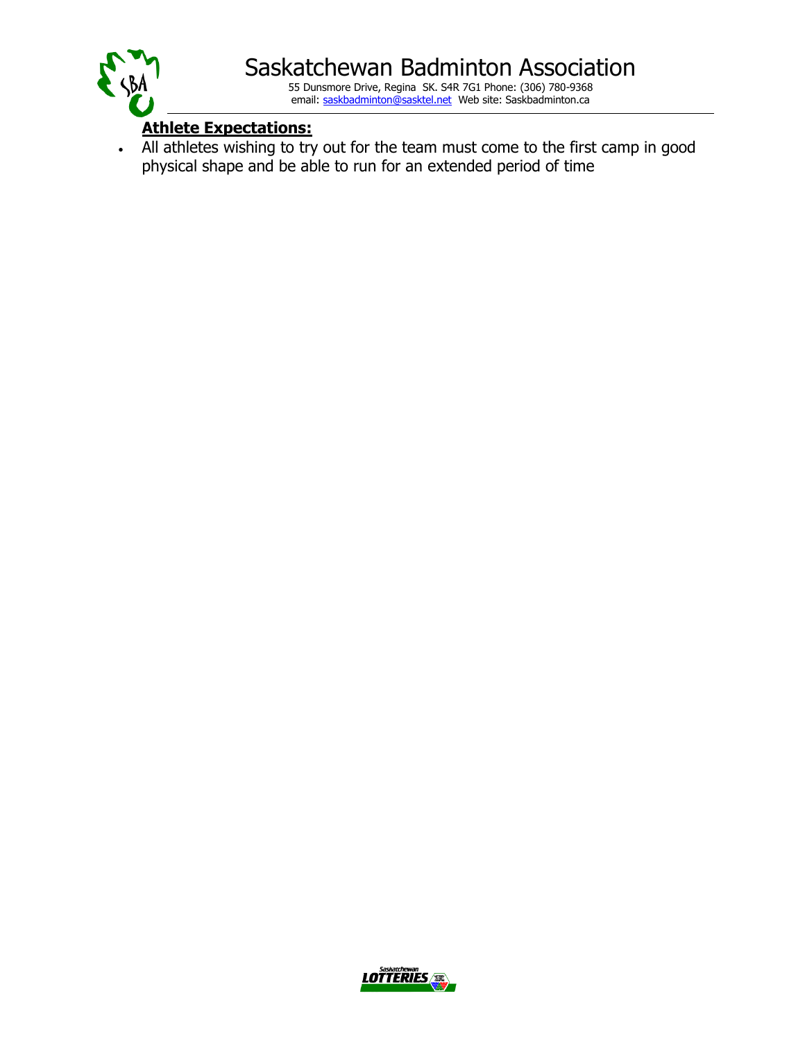**Athlete Expectations:**

- All athletes wishing to try out for the team must come to the first camp in good physical shape and be able to run for an extended period of time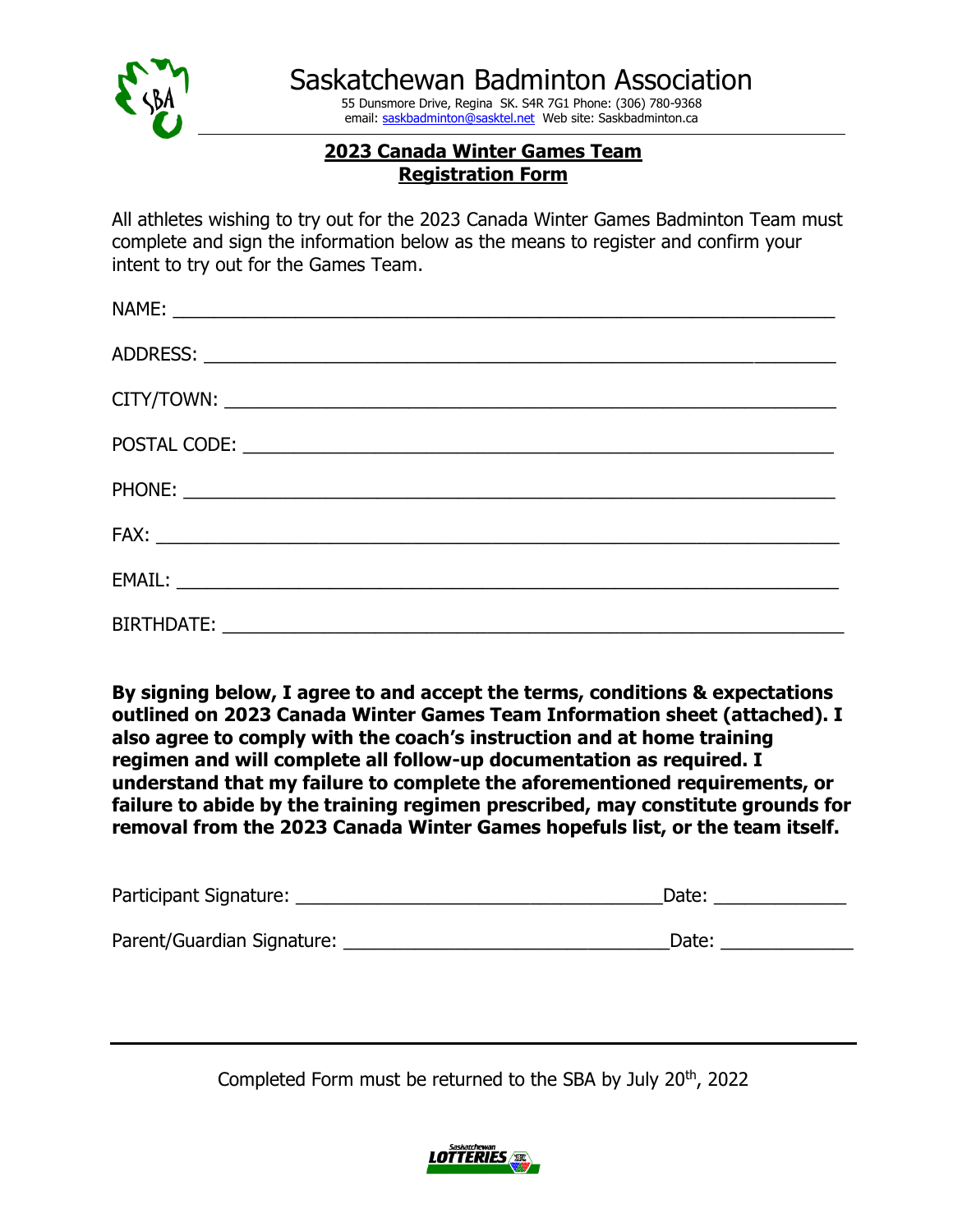# Saskatchewan Badminton Association

55 Dunsmore Drive, Regina SK. S4R 7G1 Phone: (306) 780-9368
email: saskbadminton@sasktel.net Web site: Saskbadminton.ca

## 2023 Canada Winter Games Team Registration Form

All athletes wishing to try out for the 2023 Canada Winter Games Badminton Team must complete and sign the information below as the means to register and confirm your intent to try out for the Games Team.

NAME: ____________________________________________________________

ADDRESS: _________________________________________________________

CITY/TOWN: _______________________________________________________

POSTAL CODE: _____________________________________________________

PHONE: ___________________________________________________________

FAX: _____________________________________________________________

EMAIL: ___________________________________________________________

BIRTHDATE: _______________________________________________________

**By signing below, I agree to and accept the terms, conditions & expectations outlined on 2023 Canada Winter Games Team Information sheet (attached). I also agree to comply with the coach's instruction and at home training regimen and will complete all follow-up documentation as required. I understand that my failure to complete the aforementioned requirements, or failure to abide by the training regimen prescribed, may constitute grounds for removal from the 2023 Canada Winter Games hopefuls list, or the team itself.**

Participant Signature: ___________________________________ Date: _____________

Parent/Guardian Signature: ______________________________ Date: _____________

---

Completed Form must be returned to the SBA by July 20th, 2022